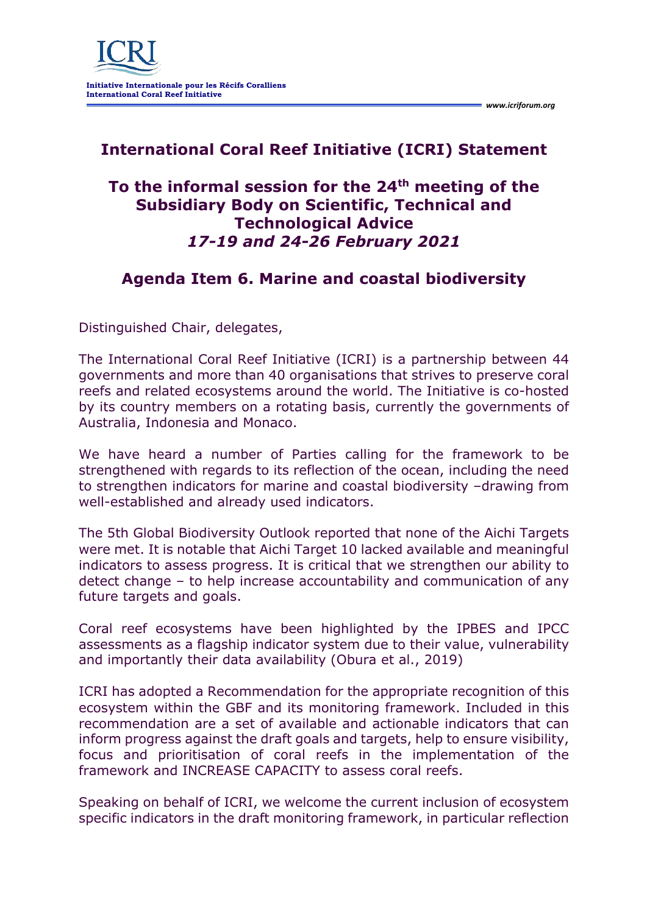Initiative Internationale pour les Récifs Coralliens
International Coral Reef Initiative

www.icriforum.org

# International Coral Reef Initiative (ICRI) Statement

## To the informal session for the 24th meeting of the Subsidiary Body on Scientific, Technical and Technological Advice
## *17-19 and 24-26 February 2021*

## Agenda Item 6. Marine and coastal biodiversity

Distinguished Chair, delegates,

The International Coral Reef Initiative (ICRI) is a partnership between 44 governments and more than 40 organisations that strives to preserve coral reefs and related ecosystems around the world. The Initiative is co-hosted by its country members on a rotating basis, currently the governments of Australia, Indonesia and Monaco.

We have heard a number of Parties calling for the framework to be strengthened with regards to its reflection of the ocean, including the need to strengthen indicators for marine and coastal biodiversity –drawing from well-established and already used indicators.

The 5th Global Biodiversity Outlook reported that none of the Aichi Targets were met. It is notable that Aichi Target 10 lacked available and meaningful indicators to assess progress. It is critical that we strengthen our ability to detect change – to help increase accountability and communication of any future targets and goals.

Coral reef ecosystems have been highlighted by the IPBES and IPCC assessments as a flagship indicator system due to their value, vulnerability and importantly their data availability (Obura et al., 2019)

ICRI has adopted a Recommendation for the appropriate recognition of this ecosystem within the GBF and its monitoring framework. Included in this recommendation are a set of available and actionable indicators that can inform progress against the draft goals and targets, help to ensure visibility, focus and prioritisation of coral reefs in the implementation of the framework and INCREASE CAPACITY to assess coral reefs.

Speaking on behalf of ICRI, we welcome the current inclusion of ecosystem specific indicators in the draft monitoring framework, in particular reflection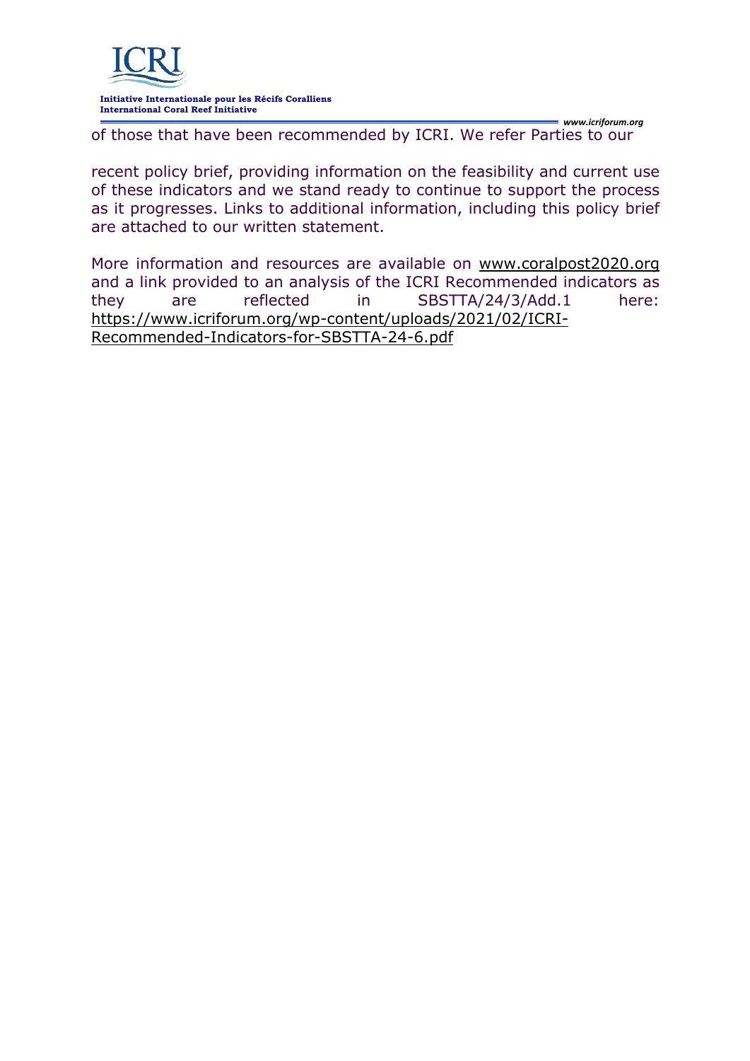of those that have been recommended by ICRI. We refer Parties to our

recent policy brief, providing information on the feasibility and current use of these indicators and we stand ready to continue to support the process as it progresses. Links to additional information, including this policy brief are attached to our written statement.

More information and resources are available on www.coralpost2020.org and a link provided to an analysis of the ICRI Recommended indicators as they are reflected in SBSTTA/24/3/Add.1 here: https://www.icriforum.org/wp-content/uploads/2021/02/ICRI-Recommended-Indicators-for-SBSTTA-24-6.pdf